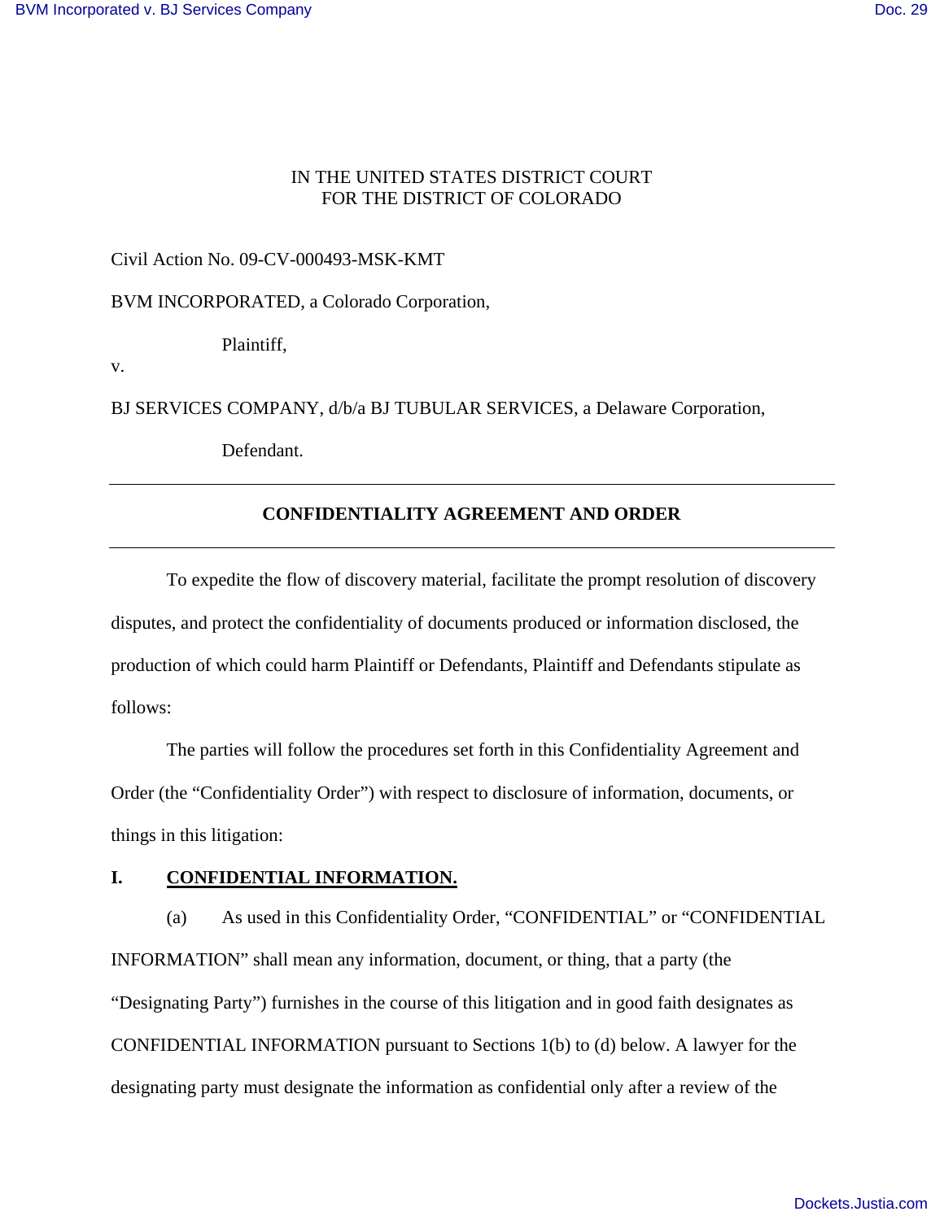IN THE UNITED STATES DISTRICT COURT
FOR THE DISTRICT OF COLORADO

Civil Action No. 09-CV-000493-MSK-KMT

BVM INCORPORATED, a Colorado Corporation,

Plaintiff,

v.

BJ SERVICES COMPANY, d/b/a BJ TUBULAR SERVICES, a Delaware Corporation,

Defendant.

---

## CONFIDENTIALITY AGREEMENT AND ORDER

---

To expedite the flow of discovery material, facilitate the prompt resolution of discovery disputes, and protect the confidentiality of documents produced or information disclosed, the production of which could harm Plaintiff or Defendants, Plaintiff and Defendants stipulate as follows:

The parties will follow the procedures set forth in this Confidentiality Agreement and Order (the "Confidentiality Order") with respect to disclosure of information, documents, or things in this litigation:

## I. CONFIDENTIAL INFORMATION.

(a) As used in this Confidentiality Order, "CONFIDENTIAL" or "CONFIDENTIAL INFORMATION" shall mean any information, document, or thing, that a party (the "Designating Party") furnishes in the course of this litigation and in good faith designates as CONFIDENTIAL INFORMATION pursuant to Sections 1(b) to (d) below. A lawyer for the designating party must designate the information as confidential only after a review of the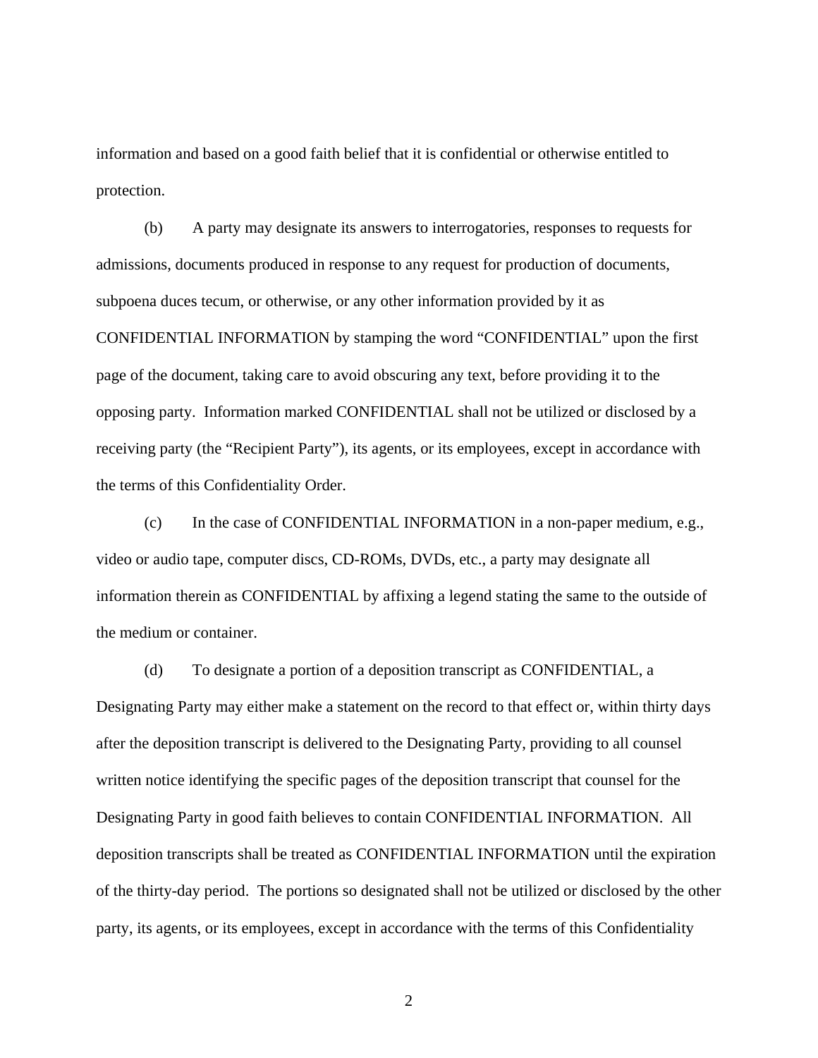information and based on a good faith belief that it is confidential or otherwise entitled to protection.

(b) A party may designate its answers to interrogatories, responses to requests for admissions, documents produced in response to any request for production of documents, subpoena duces tecum, or otherwise, or any other information provided by it as CONFIDENTIAL INFORMATION by stamping the word "CONFIDENTIAL" upon the first page of the document, taking care to avoid obscuring any text, before providing it to the opposing party. Information marked CONFIDENTIAL shall not be utilized or disclosed by a receiving party (the "Recipient Party"), its agents, or its employees, except in accordance with the terms of this Confidentiality Order.

(c) In the case of CONFIDENTIAL INFORMATION in a non-paper medium, e.g., video or audio tape, computer discs, CD-ROMs, DVDs, etc., a party may designate all information therein as CONFIDENTIAL by affixing a legend stating the same to the outside of the medium or container.

(d) To designate a portion of a deposition transcript as CONFIDENTIAL, a Designating Party may either make a statement on the record to that effect or, within thirty days after the deposition transcript is delivered to the Designating Party, providing to all counsel written notice identifying the specific pages of the deposition transcript that counsel for the Designating Party in good faith believes to contain CONFIDENTIAL INFORMATION. All deposition transcripts shall be treated as CONFIDENTIAL INFORMATION until the expiration of the thirty-day period. The portions so designated shall not be utilized or disclosed by the other party, its agents, or its employees, except in accordance with the terms of this Confidentiality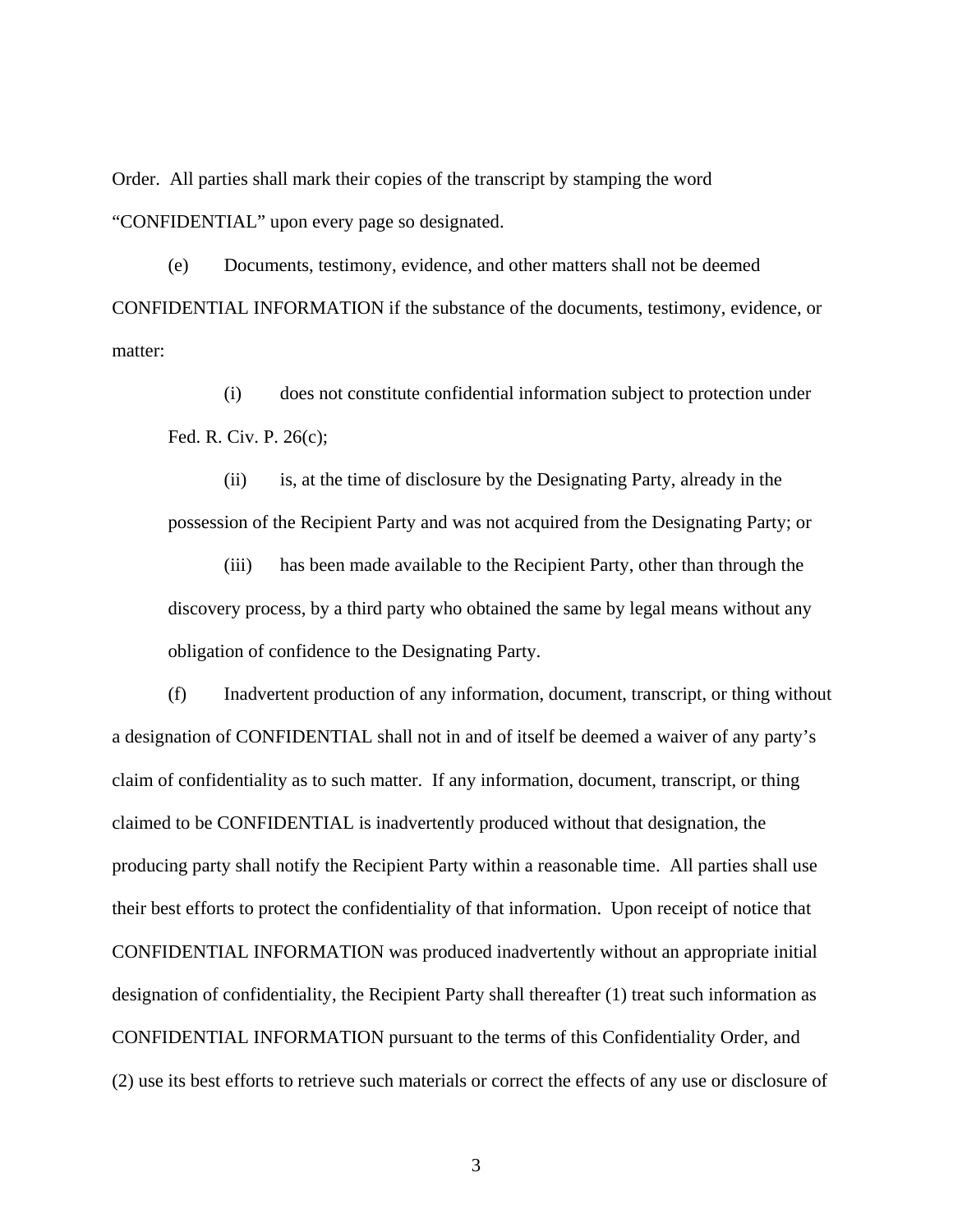Order. All parties shall mark their copies of the transcript by stamping the word "CONFIDENTIAL" upon every page so designated.

(e) Documents, testimony, evidence, and other matters shall not be deemed CONFIDENTIAL INFORMATION if the substance of the documents, testimony, evidence, or matter:

> (i) does not constitute confidential information subject to protection under Fed. R. Civ. P. 26(c);
>
> (ii) is, at the time of disclosure by the Designating Party, already in the possession of the Recipient Party and was not acquired from the Designating Party; or
>
> (iii) has been made available to the Recipient Party, other than through the discovery process, by a third party who obtained the same by legal means without any obligation of confidence to the Designating Party.

(f) Inadvertent production of any information, document, transcript, or thing without a designation of CONFIDENTIAL shall not in and of itself be deemed a waiver of any party's claim of confidentiality as to such matter. If any information, document, transcript, or thing claimed to be CONFIDENTIAL is inadvertently produced without that designation, the producing party shall notify the Recipient Party within a reasonable time. All parties shall use their best efforts to protect the confidentiality of that information. Upon receipt of notice that CONFIDENTIAL INFORMATION was produced inadvertently without an appropriate initial designation of confidentiality, the Recipient Party shall thereafter (1) treat such information as CONFIDENTIAL INFORMATION pursuant to the terms of this Confidentiality Order, and (2) use its best efforts to retrieve such materials or correct the effects of any use or disclosure of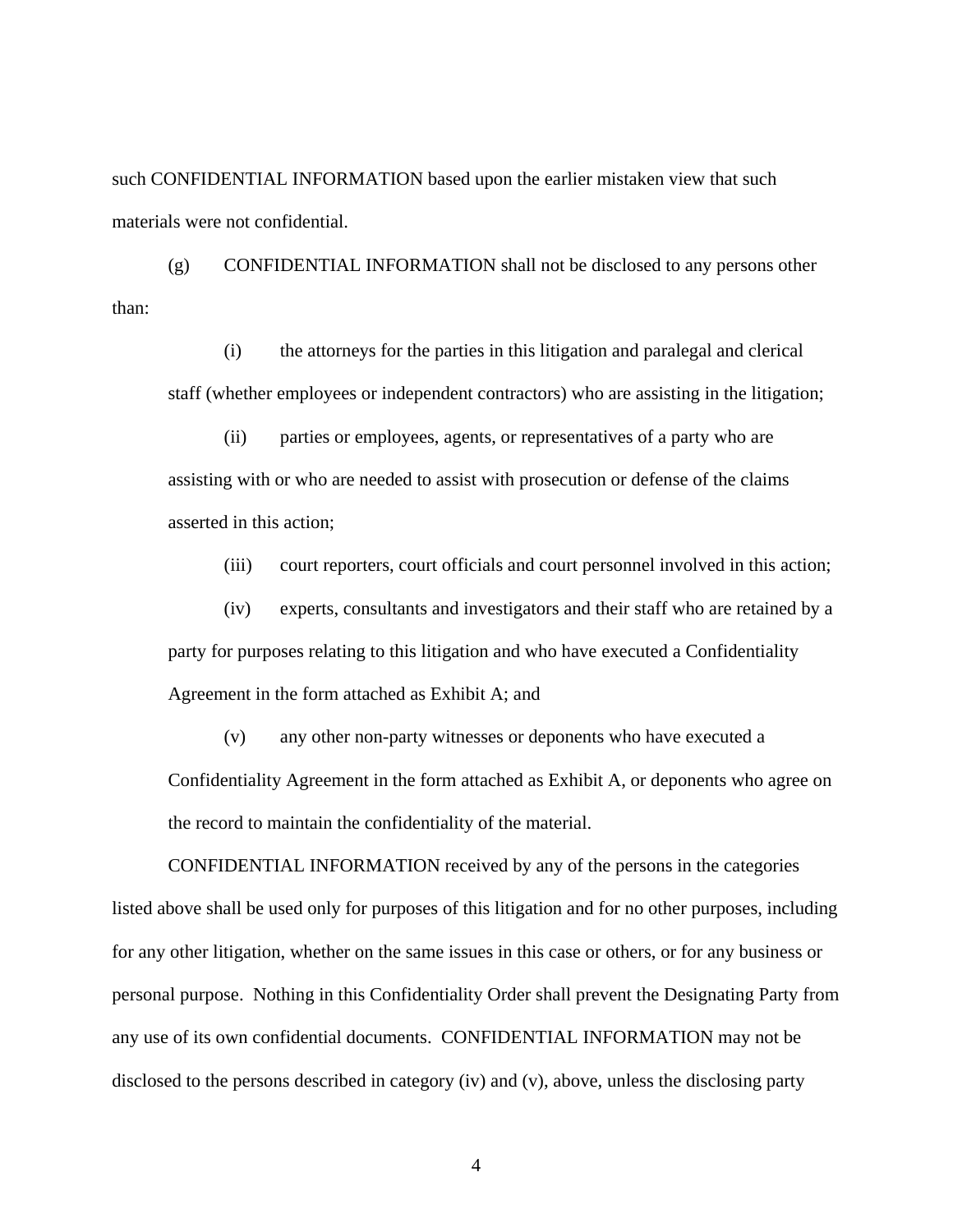such CONFIDENTIAL INFORMATION based upon the earlier mistaken view that such materials were not confidential.

(g) CONFIDENTIAL INFORMATION shall not be disclosed to any persons other than:

(i) the attorneys for the parties in this litigation and paralegal and clerical staff (whether employees or independent contractors) who are assisting in the litigation;

(ii) parties or employees, agents, or representatives of a party who are assisting with or who are needed to assist with prosecution or defense of the claims asserted in this action;

(iii) court reporters, court officials and court personnel involved in this action;

(iv) experts, consultants and investigators and their staff who are retained by a party for purposes relating to this litigation and who have executed a Confidentiality Agreement in the form attached as Exhibit A; and

(v) any other non-party witnesses or deponents who have executed a Confidentiality Agreement in the form attached as Exhibit A, or deponents who agree on the record to maintain the confidentiality of the material.

CONFIDENTIAL INFORMATION received by any of the persons in the categories listed above shall be used only for purposes of this litigation and for no other purposes, including for any other litigation, whether on the same issues in this case or others, or for any business or personal purpose. Nothing in this Confidentiality Order shall prevent the Designating Party from any use of its own confidential documents. CONFIDENTIAL INFORMATION may not be disclosed to the persons described in category (iv) and (v), above, unless the disclosing party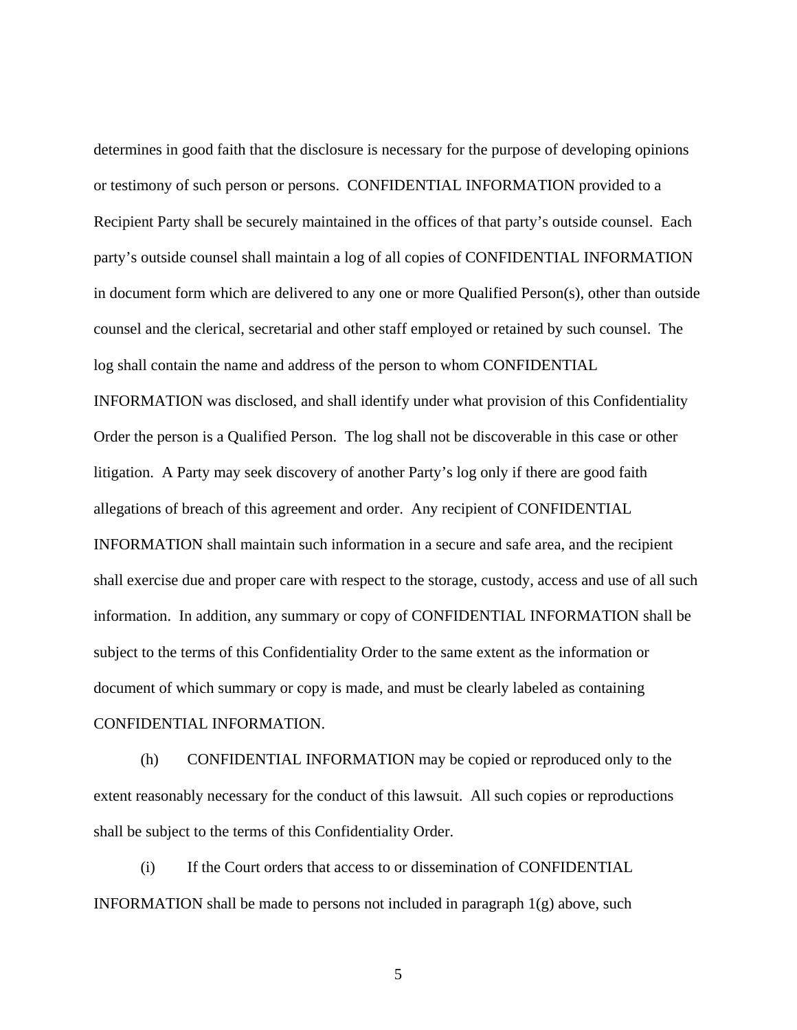determines in good faith that the disclosure is necessary for the purpose of developing opinions or testimony of such person or persons. CONFIDENTIAL INFORMATION provided to a Recipient Party shall be securely maintained in the offices of that party's outside counsel. Each party's outside counsel shall maintain a log of all copies of CONFIDENTIAL INFORMATION in document form which are delivered to any one or more Qualified Person(s), other than outside counsel and the clerical, secretarial and other staff employed or retained by such counsel. The log shall contain the name and address of the person to whom CONFIDENTIAL INFORMATION was disclosed, and shall identify under what provision of this Confidentiality Order the person is a Qualified Person. The log shall not be discoverable in this case or other litigation. A Party may seek discovery of another Party's log only if there are good faith allegations of breach of this agreement and order. Any recipient of CONFIDENTIAL INFORMATION shall maintain such information in a secure and safe area, and the recipient shall exercise due and proper care with respect to the storage, custody, access and use of all such information. In addition, any summary or copy of CONFIDENTIAL INFORMATION shall be subject to the terms of this Confidentiality Order to the same extent as the information or document of which summary or copy is made, and must be clearly labeled as containing CONFIDENTIAL INFORMATION.

(h) CONFIDENTIAL INFORMATION may be copied or reproduced only to the extent reasonably necessary for the conduct of this lawsuit. All such copies or reproductions shall be subject to the terms of this Confidentiality Order.

(i) If the Court orders that access to or dissemination of CONFIDENTIAL INFORMATION shall be made to persons not included in paragraph 1(g) above, such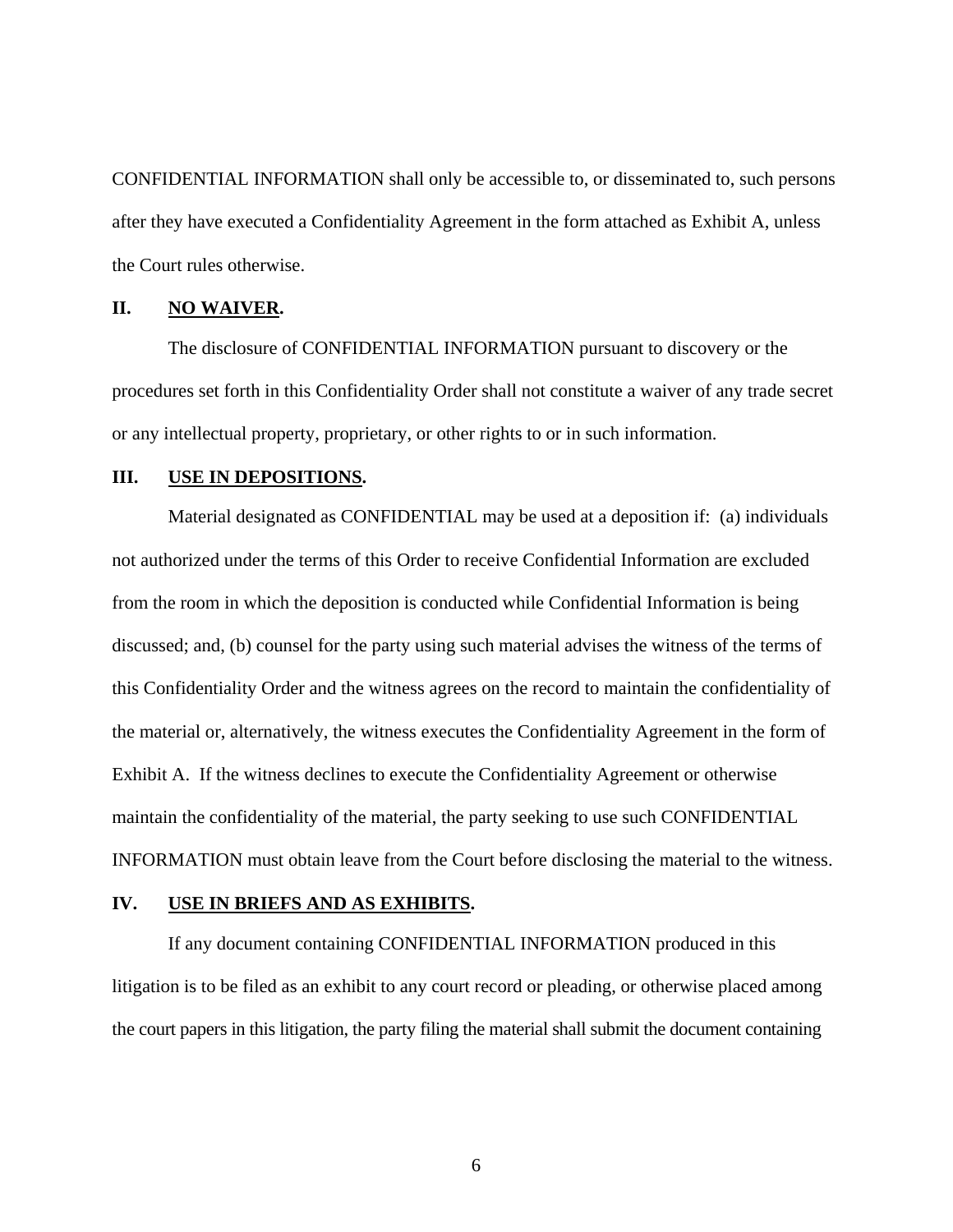CONFIDENTIAL INFORMATION shall only be accessible to, or disseminated to, such persons after they have executed a Confidentiality Agreement in the form attached as Exhibit A, unless the Court rules otherwise.

## II. <u>NO WAIVER</u>.

The disclosure of CONFIDENTIAL INFORMATION pursuant to discovery or the procedures set forth in this Confidentiality Order shall not constitute a waiver of any trade secret or any intellectual property, proprietary, or other rights to or in such information.

## III. <u>USE IN DEPOSITIONS</u>.

Material designated as CONFIDENTIAL may be used at a deposition if: (a) individuals not authorized under the terms of this Order to receive Confidential Information are excluded from the room in which the deposition is conducted while Confidential Information is being discussed; and, (b) counsel for the party using such material advises the witness of the terms of this Confidentiality Order and the witness agrees on the record to maintain the confidentiality of the material or, alternatively, the witness executes the Confidentiality Agreement in the form of Exhibit A. If the witness declines to execute the Confidentiality Agreement or otherwise maintain the confidentiality of the material, the party seeking to use such CONFIDENTIAL INFORMATION must obtain leave from the Court before disclosing the material to the witness.

## IV. <u>USE IN BRIEFS AND AS EXHIBITS</u>.

If any document containing CONFIDENTIAL INFORMATION produced in this litigation is to be filed as an exhibit to any court record or pleading, or otherwise placed among the court papers in this litigation, the party filing the material shall submit the document containing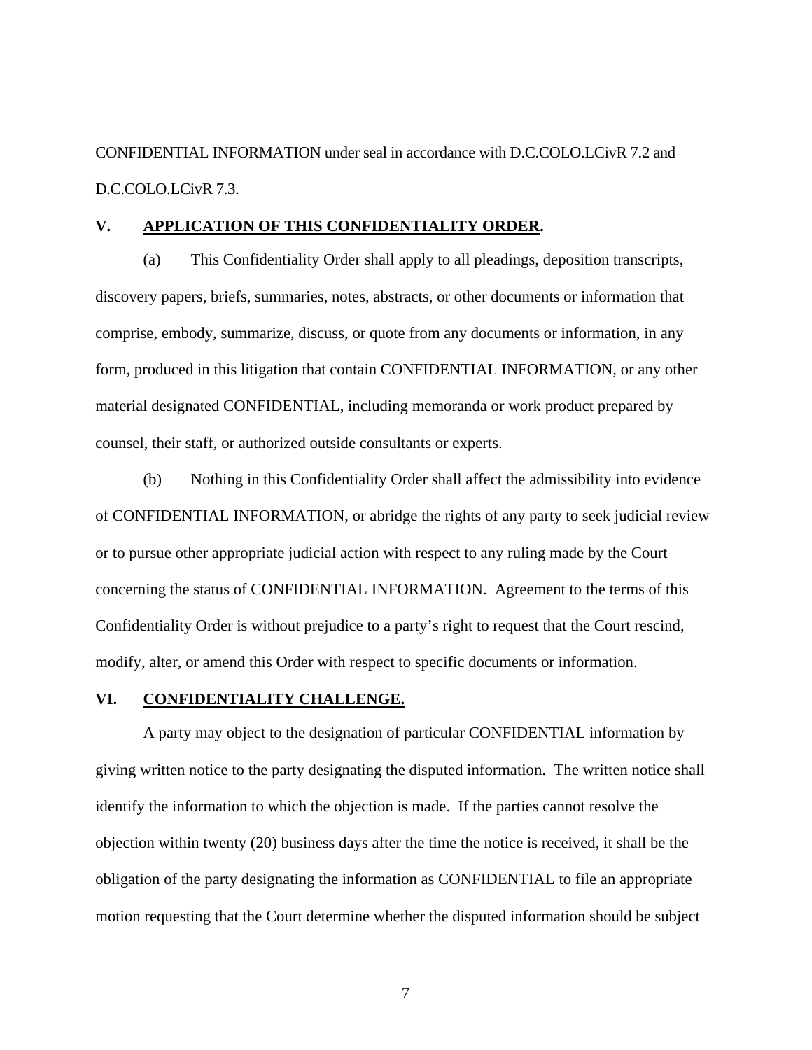CONFIDENTIAL INFORMATION under seal in accordance with D.C.COLO.LCivR 7.2 and D.C.COLO.LCivR 7.3.

## V. APPLICATION OF THIS CONFIDENTIALITY ORDER.

(a) This Confidentiality Order shall apply to all pleadings, deposition transcripts, discovery papers, briefs, summaries, notes, abstracts, or other documents or information that comprise, embody, summarize, discuss, or quote from any documents or information, in any form, produced in this litigation that contain CONFIDENTIAL INFORMATION, or any other material designated CONFIDENTIAL, including memoranda or work product prepared by counsel, their staff, or authorized outside consultants or experts.

(b) Nothing in this Confidentiality Order shall affect the admissibility into evidence of CONFIDENTIAL INFORMATION, or abridge the rights of any party to seek judicial review or to pursue other appropriate judicial action with respect to any ruling made by the Court concerning the status of CONFIDENTIAL INFORMATION. Agreement to the terms of this Confidentiality Order is without prejudice to a party's right to request that the Court rescind, modify, alter, or amend this Order with respect to specific documents or information.

## VI. CONFIDENTIALITY CHALLENGE.

A party may object to the designation of particular CONFIDENTIAL information by giving written notice to the party designating the disputed information. The written notice shall identify the information to which the objection is made. If the parties cannot resolve the objection within twenty (20) business days after the time the notice is received, it shall be the obligation of the party designating the information as CONFIDENTIAL to file an appropriate motion requesting that the Court determine whether the disputed information should be subject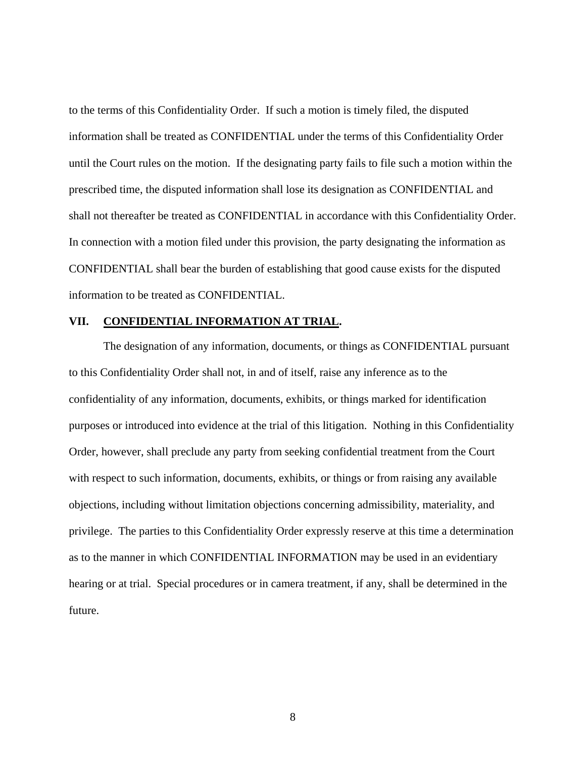to the terms of this Confidentiality Order. If such a motion is timely filed, the disputed information shall be treated as CONFIDENTIAL under the terms of this Confidentiality Order until the Court rules on the motion. If the designating party fails to file such a motion within the prescribed time, the disputed information shall lose its designation as CONFIDENTIAL and shall not thereafter be treated as CONFIDENTIAL in accordance with this Confidentiality Order. In connection with a motion filed under this provision, the party designating the information as CONFIDENTIAL shall bear the burden of establishing that good cause exists for the disputed information to be treated as CONFIDENTIAL.

## VII. CONFIDENTIAL INFORMATION AT TRIAL.

The designation of any information, documents, or things as CONFIDENTIAL pursuant to this Confidentiality Order shall not, in and of itself, raise any inference as to the confidentiality of any information, documents, exhibits, or things marked for identification purposes or introduced into evidence at the trial of this litigation. Nothing in this Confidentiality Order, however, shall preclude any party from seeking confidential treatment from the Court with respect to such information, documents, exhibits, or things or from raising any available objections, including without limitation objections concerning admissibility, materiality, and privilege. The parties to this Confidentiality Order expressly reserve at this time a determination as to the manner in which CONFIDENTIAL INFORMATION may be used in an evidentiary hearing or at trial. Special procedures or in camera treatment, if any, shall be determined in the future.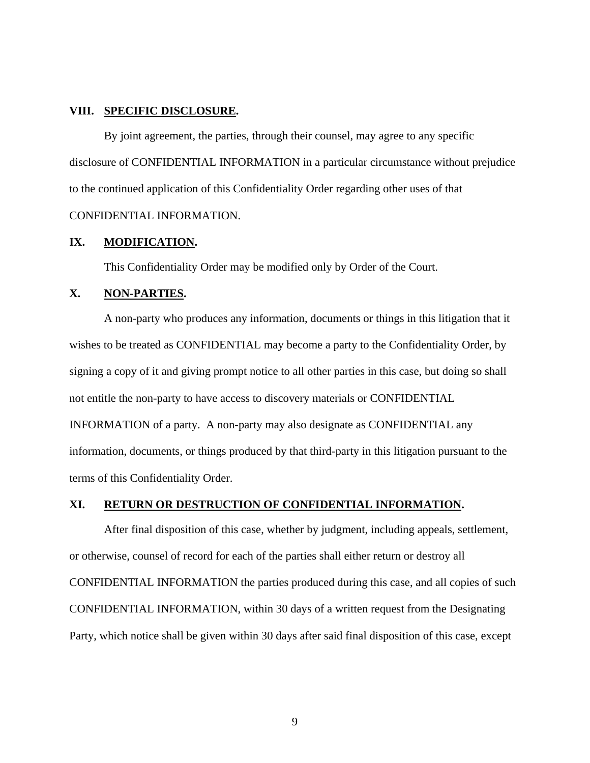## VIII. SPECIFIC DISCLOSURE.

By joint agreement, the parties, through their counsel, may agree to any specific disclosure of CONFIDENTIAL INFORMATION in a particular circumstance without prejudice to the continued application of this Confidentiality Order regarding other uses of that CONFIDENTIAL INFORMATION.

## IX. MODIFICATION.

This Confidentiality Order may be modified only by Order of the Court.

## X. NON-PARTIES.

A non-party who produces any information, documents or things in this litigation that it wishes to be treated as CONFIDENTIAL may become a party to the Confidentiality Order, by signing a copy of it and giving prompt notice to all other parties in this case, but doing so shall not entitle the non-party to have access to discovery materials or CONFIDENTIAL INFORMATION of a party. A non-party may also designate as CONFIDENTIAL any information, documents, or things produced by that third-party in this litigation pursuant to the terms of this Confidentiality Order.

## XI. RETURN OR DESTRUCTION OF CONFIDENTIAL INFORMATION.

After final disposition of this case, whether by judgment, including appeals, settlement, or otherwise, counsel of record for each of the parties shall either return or destroy all CONFIDENTIAL INFORMATION the parties produced during this case, and all copies of such CONFIDENTIAL INFORMATION, within 30 days of a written request from the Designating Party, which notice shall be given within 30 days after said final disposition of this case, except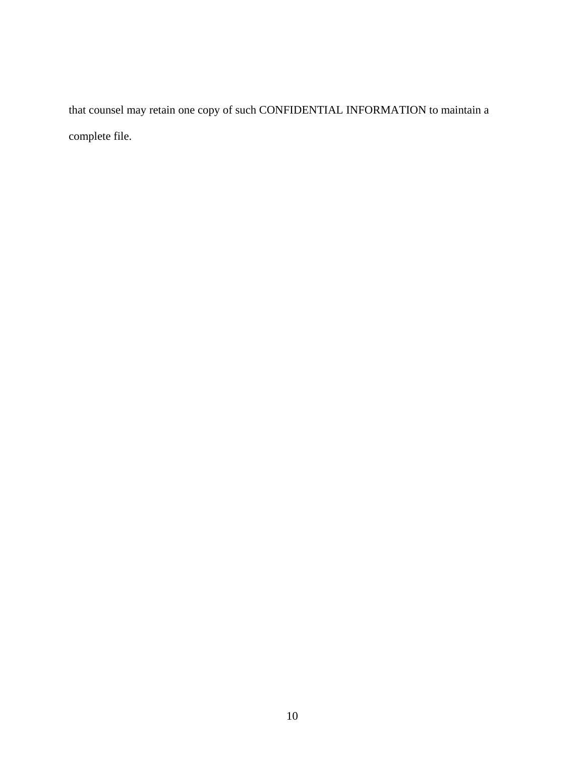that counsel may retain one copy of such CONFIDENTIAL INFORMATION to maintain a complete file.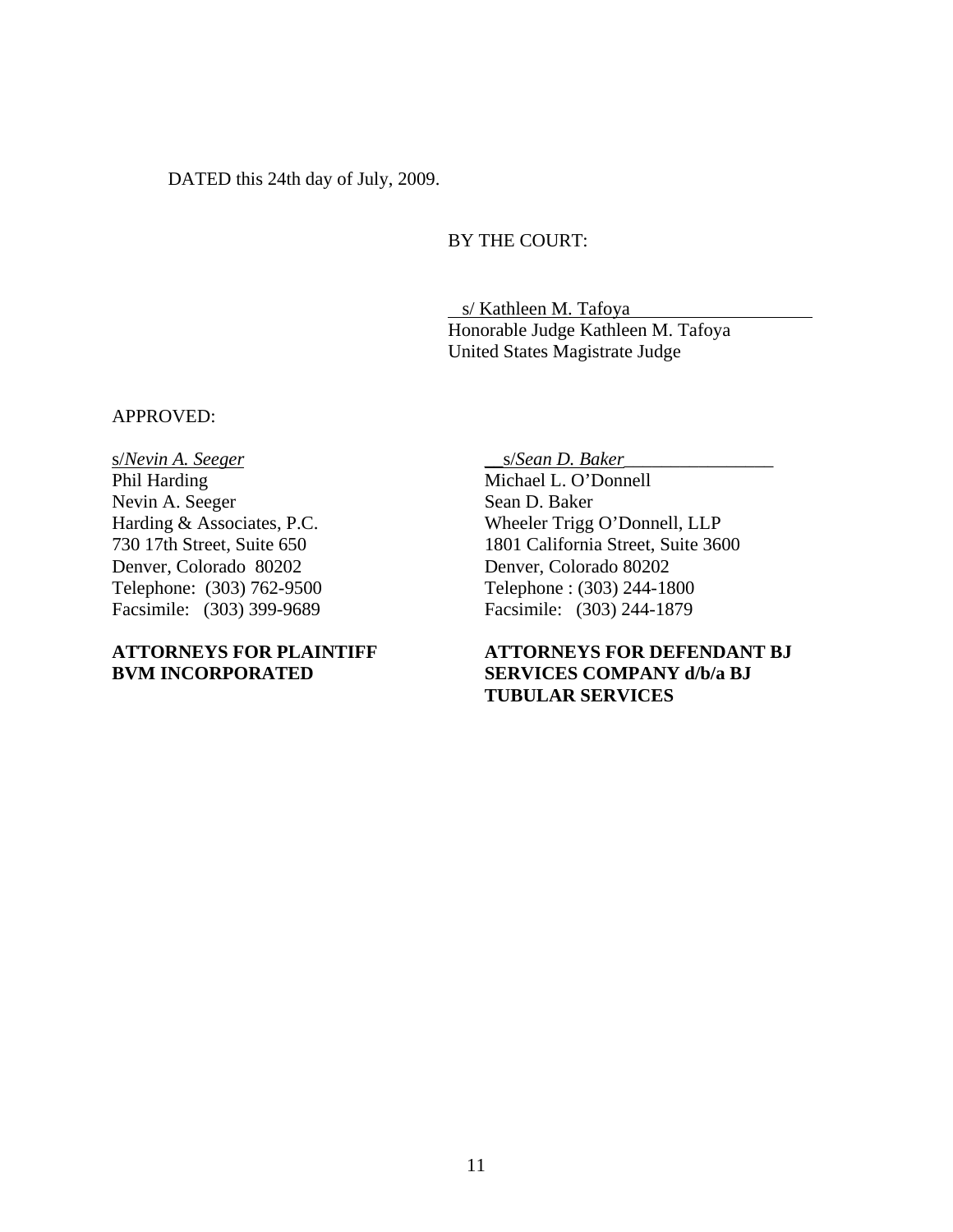DATED this 24th day of July, 2009.

BY THE COURT:

s/ Kathleen M. Tafoya
Honorable Judge Kathleen M. Tafoya
United States Magistrate Judge

APPROVED:

s/*Nevin A. Seeger*
Phil Harding
Nevin A. Seeger
Harding & Associates, P.C.
730 17th Street, Suite 650
Denver, Colorado 80202
Telephone: (303) 762-9500
Facsimile: (303) 399-9689

**ATTORNEYS FOR PLAINTIFF BVM INCORPORATED**

s/*Sean D. Baker*
Michael L. O'Donnell
Sean D. Baker
Wheeler Trigg O'Donnell, LLP
1801 California Street, Suite 3600
Denver, Colorado 80202
Telephone : (303) 244-1800
Facsimile: (303) 244-1879

**ATTORNEYS FOR DEFENDANT BJ SERVICES COMPANY d/b/a BJ TUBULAR SERVICES**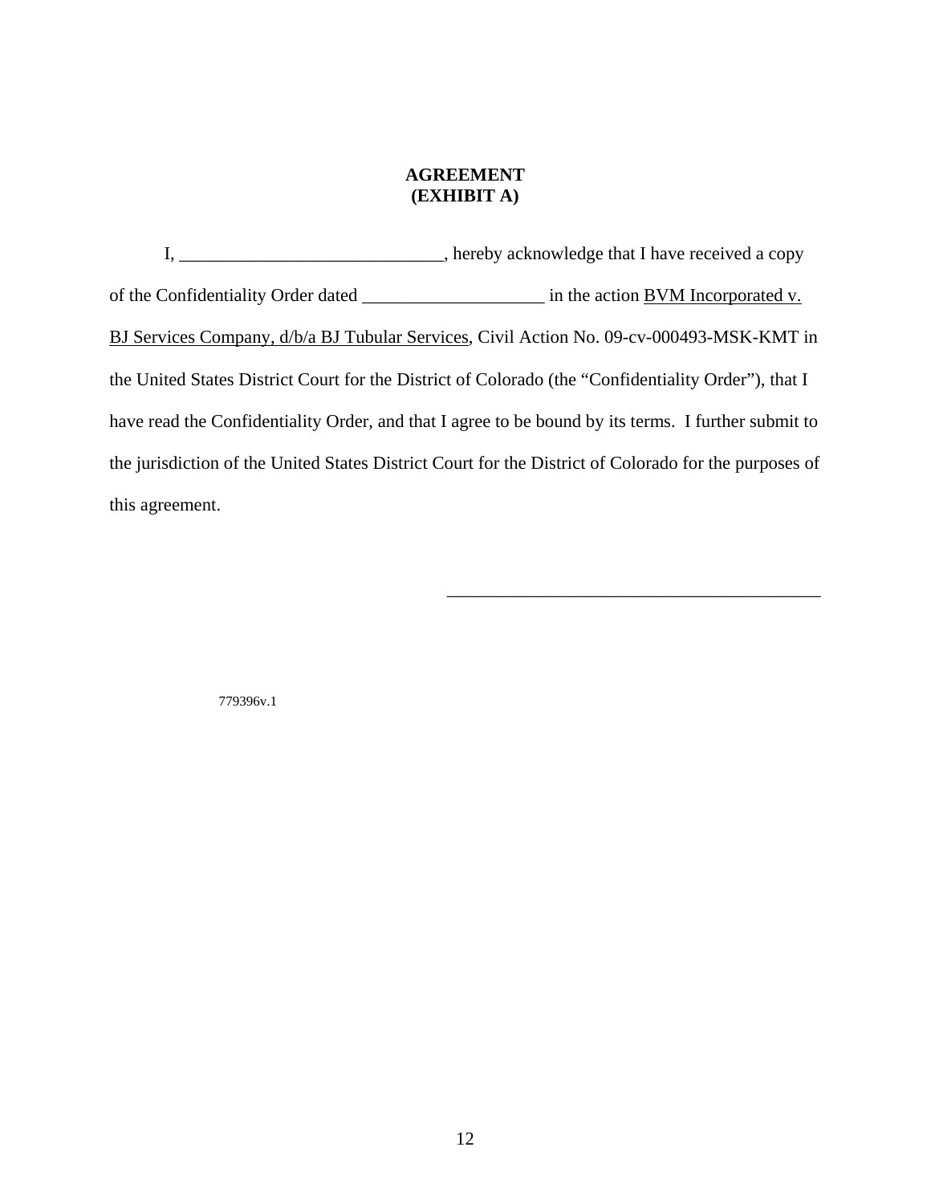**AGREEMENT**
**(EXHIBIT A)**

I, _____________________________, hereby acknowledge that I have received a copy of the Confidentiality Order dated ____________________ in the action BVM Incorporated v. BJ Services Company, d/b/a BJ Tubular Services, Civil Action No. 09-cv-000493-MSK-KMT in the United States District Court for the District of Colorado (the "Confidentiality Order"), that I have read the Confidentiality Order, and that I agree to be bound by its terms. I further submit to the jurisdiction of the United States District Court for the District of Colorado for the purposes of this agreement.

__________________________________________

779396v.1